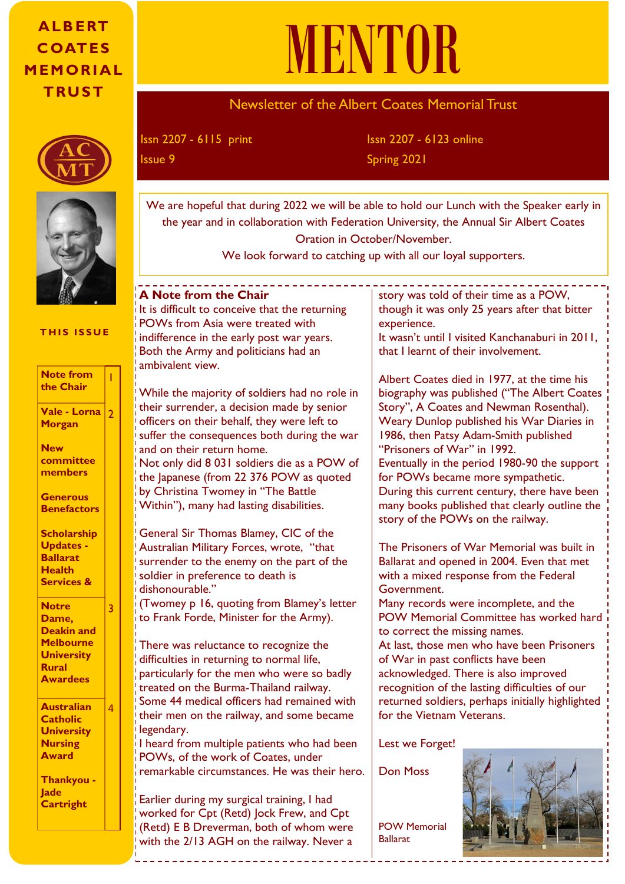# ALBERT COATES MEMORIAL TRUST

# MENTOR

Newsletter of the Albert Coates Memorial Trust

Issn 2207 - 6115 print | Issn 2207 - 6123 online

Issue 9 | Spring 2021

We are hopeful that during 2022 we will be able to hold our Lunch with the Speaker early in the year and in collaboration with Federation University, the Annual Sir Albert Coates Oration in October/November.

We look forward to catching up with all our loyal supporters.

**THIS ISSUE**

| | |
|---|---|
| Note from the Chair | 1 |
| Vale - Lorna Morgan; New committee members; Generous Benefactors; Scholarship Updates - Ballarat Health Services & | 2 |
| Notre Dame, Deakin and Melbourne University Rural Awardees | 3 |
| Australian Catholic University Nursing Award; Thankyou - Jade Cartright | 4 |

## A Note from the Chair

It is difficult to conceive that the returning POWs from Asia were treated with indifference in the early post war years. Both the Army and politicians had an ambivalent view.

While the majority of soldiers had no role in their surrender, a decision made by senior officers on their behalf, they were left to suffer the consequences both during the war and on their return home.

Not only did 8 031 soldiers die as a POW of the Japanese (from 22 376 POW as quoted by Christina Twomey in "The Battle Within"), many had lasting disabilities.

General Sir Thomas Blamey, CIC of the Australian Military Forces, wrote, "that surrender to the enemy on the part of the soldier in preference to death is dishonourable."

(Twomey p 16, quoting from Blamey's letter to Frank Forde, Minister for the Army).

There was reluctance to recognize the difficulties in returning to normal life, particularly for the men who were so badly treated on the Burma-Thailand railway.

Some 44 medical officers had remained with their men on the railway, and some became legendary.

I heard from multiple patients who had been POWs, of the work of Coates, under remarkable circumstances. He was their hero.

Earlier during my surgical training, I had worked for Cpt (Retd) Jock Frew, and Cpt (Retd) E B Dreverman, both of whom were with the 2/13 AGH on the railway. Never a story was told of their time as a POW, though it was only 25 years after that bitter experience.

It wasn't until I visited Kanchanaburi in 2011, that I learnt of their involvement.

Albert Coates died in 1977, at the time his biography was published ("The Albert Coates Story", A Coates and Newman Rosenthal). Weary Dunlop published his War Diaries in 1986, then Patsy Adam-Smith published "Prisoners of War" in 1992.

Eventually in the period 1980-90 the support for POWs became more sympathetic.

During this current century, there have been many books published that clearly outline the story of the POWs on the railway.

The Prisoners of War Memorial was built in Ballarat and opened in 2004. Even that met with a mixed response from the Federal Government.

Many records were incomplete, and the POW Memorial Committee has worked hard to correct the missing names.

At last, those men who have been Prisoners of War in past conflicts have been acknowledged. There is also improved recognition of the lasting difficulties of our returned soldiers, perhaps initially highlighted for the Vietnam Veterans.

Lest we Forget!

Don Moss

POW Memorial Ballarat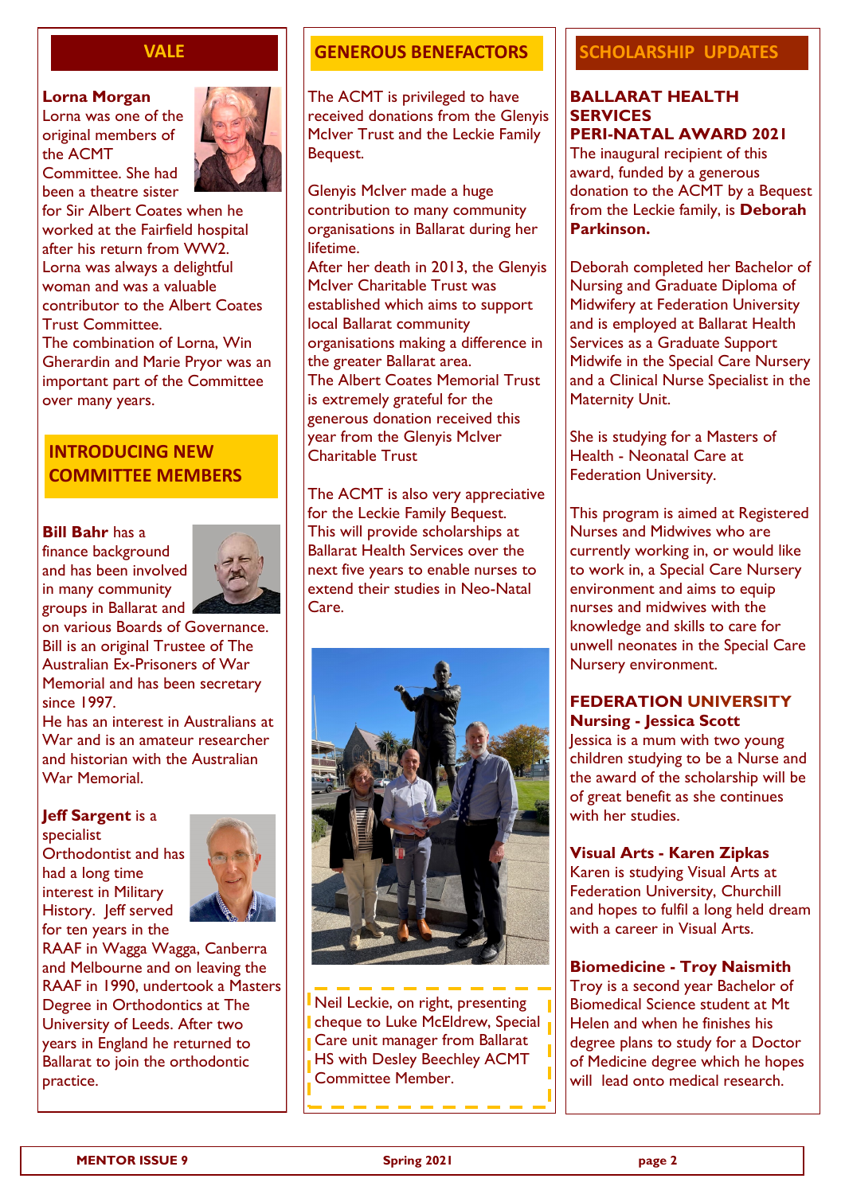## VALE

**Lorna Morgan**
Lorna was one of the original members of the ACMT Committee. She had been a theatre sister for Sir Albert Coates when he worked at the Fairfield hospital after his return from WW2.
Lorna was always a delightful woman and was a valuable contributor to the Albert Coates Trust Committee.
The combination of Lorna, Win Gherardin and Marie Pryor was an important part of the Committee over many years.

## INTRODUCING NEW COMMITTEE MEMBERS

**Bill Bahr** has a finance background and has been involved in many community groups in Ballarat and on various Boards of Governance. Bill is an original Trustee of The Australian Ex-Prisoners of War Memorial and has been secretary since 1997.
He has an interest in Australians at War and is an amateur researcher and historian with the Australian War Memorial.

**Jeff Sargent** is a specialist Orthodontist and has had a long time interest in Military History. Jeff served for ten years in the RAAF in Wagga Wagga, Canberra and Melbourne and on leaving the RAAF in 1990, undertook a Masters Degree in Orthodontics at The University of Leeds. After two years in England he returned to Ballarat to join the orthodontic practice.

## GENEROUS BENEFACTORS

The ACMT is privileged to have received donations from the Glenyis McIver Trust and the Leckie Family Bequest.

Glenyis McIver made a huge contribution to many community organisations in Ballarat during her lifetime.
After her death in 2013, the Glenyis McIver Charitable Trust was established which aims to support local Ballarat community organisations making a difference in the greater Ballarat area.
The Albert Coates Memorial Trust is extremely grateful for the generous donation received this year from the Glenyis McIver Charitable Trust

The ACMT is also very appreciative for the Leckie Family Bequest.
This will provide scholarships at Ballarat Health Services over the next five years to enable nurses to extend their studies in Neo-Natal Care.

Neil Leckie, on right, presenting cheque to Luke McEldrew, Special Care unit manager from Ballarat HS with Desley Beechley ACMT Committee Member.

## SCHOLARSHIP UPDATES

### BALLARAT HEALTH SERVICES PERI-NATAL AWARD 2021

The inaugural recipient of this award, funded by a generous donation to the ACMT by a Bequest from the Leckie family, is **Deborah Parkinson.**

Deborah completed her Bachelor of Nursing and Graduate Diploma of Midwifery at Federation University and is employed at Ballarat Health Services as a Graduate Support Midwife in the Special Care Nursery and a Clinical Nurse Specialist in the Maternity Unit.

She is studying for a Masters of Health - Neonatal Care at Federation University.

This program is aimed at Registered Nurses and Midwives who are currently working in, or would like to work in, a Special Care Nursery environment and aims to equip nurses and midwives with the knowledge and skills to care for unwell neonates in the Special Care Nursery environment.

### FEDERATION UNIVERSITY

**Nursing - Jessica Scott**
Jessica is a mum with two young children studying to be a Nurse and the award of the scholarship will be of great benefit as she continues with her studies.

**Visual Arts - Karen Zipkas**
Karen is studying Visual Arts at Federation University, Churchill and hopes to fulfil a long held dream with a career in Visual Arts.

**Biomedicine - Troy Naismith**
Troy is a second year Bachelor of Biomedical Science student at Mt Helen and when he finishes his degree plans to study for a Doctor of Medicine degree which he hopes will lead onto medical research.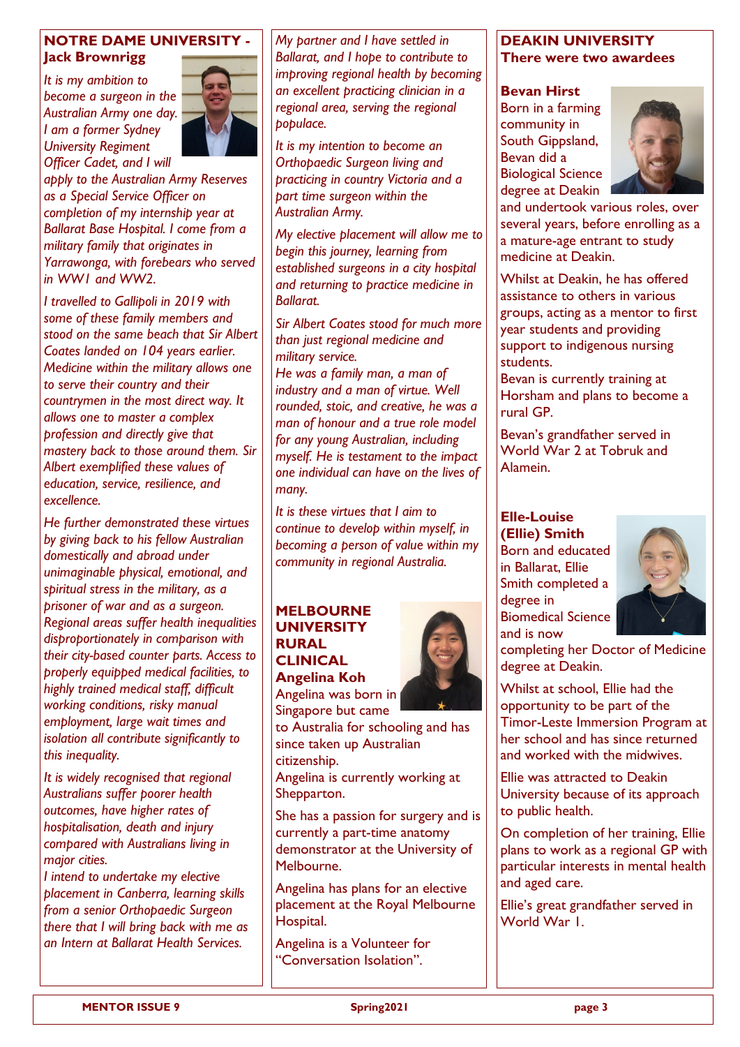## NOTRE DAME UNIVERSITY - Jack Brownrigg

*It is my ambition to become a surgeon in the Australian Army one day. I am a former Sydney University Regiment Officer Cadet, and I will apply to the Australian Army Reserves as a Special Service Officer on completion of my internship year at Ballarat Base Hospital. I come from a military family that originates in Yarrawonga, with forebears who served in WW1 and WW2.*

*I travelled to Gallipoli in 2019 with some of these family members and stood on the same beach that Sir Albert Coates landed on 104 years earlier. Medicine within the military allows one to serve their country and their countrymen in the most direct way. It allows one to master a complex profession and directly give that mastery back to those around them. Sir Albert exemplified these values of education, service, resilience, and excellence.*

*He further demonstrated these virtues by giving back to his fellow Australian domestically and abroad under unimaginable physical, emotional, and spiritual stress in the military, as a prisoner of war and as a surgeon. Regional areas suffer health inequalities disproportionately in comparison with their city-based counter parts. Access to properly equipped medical facilities, to highly trained medical staff, difficult working conditions, risky manual employment, large wait times and isolation all contribute significantly to this inequality.*

*It is widely recognised that regional Australians suffer poorer health outcomes, have higher rates of hospitalisation, death and injury compared with Australians living in major cities.*
*I intend to undertake my elective placement in Canberra, learning skills from a senior Orthopaedic Surgeon there that I will bring back with me as an Intern at Ballarat Health Services.*

*My partner and I have settled in Ballarat, and I hope to contribute to improving regional health by becoming an excellent practicing clinician in a regional area, serving the regional populace.*

*It is my intention to become an Orthopaedic Surgeon living and practicing in country Victoria and a part time surgeon within the Australian Army.*

*My elective placement will allow me to begin this journey, learning from established surgeons in a city hospital and returning to practice medicine in Ballarat.*

*Sir Albert Coates stood for much more than just regional medicine and military service.*
*He was a family man, a man of industry and a man of virtue. Well rounded, stoic, and creative, he was a man of honour and a true role model for any young Australian, including myself. He is testament to the impact one individual can have on the lives of many.*

*It is these virtues that I aim to continue to develop within myself, in becoming a person of value within my community in regional Australia.*

## MELBOURNE UNIVERSITY RURAL CLINICAL

**Angelina Koh**

Angelina was born in Singapore but came to Australia for schooling and has since taken up Australian citizenship.
Angelina is currently working at Shepparton.

She has a passion for surgery and is currently a part-time anatomy demonstrator at the University of Melbourne.

Angelina has plans for an elective placement at the Royal Melbourne Hospital.

Angelina is a Volunteer for "Conversation Isolation".

## DEAKIN UNIVERSITY
## There were two awardees

**Bevan Hirst**

Born in a farming community in South Gippsland, Bevan did a Biological Science degree at Deakin and undertook various roles, over several years, before enrolling as a a mature-age entrant to study medicine at Deakin.

Whilst at Deakin, he has offered assistance to others in various groups, acting as a mentor to first year students and providing support to indigenous nursing students.
Bevan is currently training at Horsham and plans to become a rural GP.

Bevan's grandfather served in World War 2 at Tobruk and Alamein.

**Elle-Louise (Ellie) Smith**

Born and educated in Ballarat, Ellie Smith completed a degree in Biomedical Science and is now completing her Doctor of Medicine degree at Deakin.

Whilst at school, Ellie had the opportunity to be part of the Timor-Leste Immersion Program at her school and has since returned and worked with the midwives.

Ellie was attracted to Deakin University because of its approach to public health.

On completion of her training, Ellie plans to work as a regional GP with particular interests in mental health and aged care.

Ellie's great grandfather served in World War 1.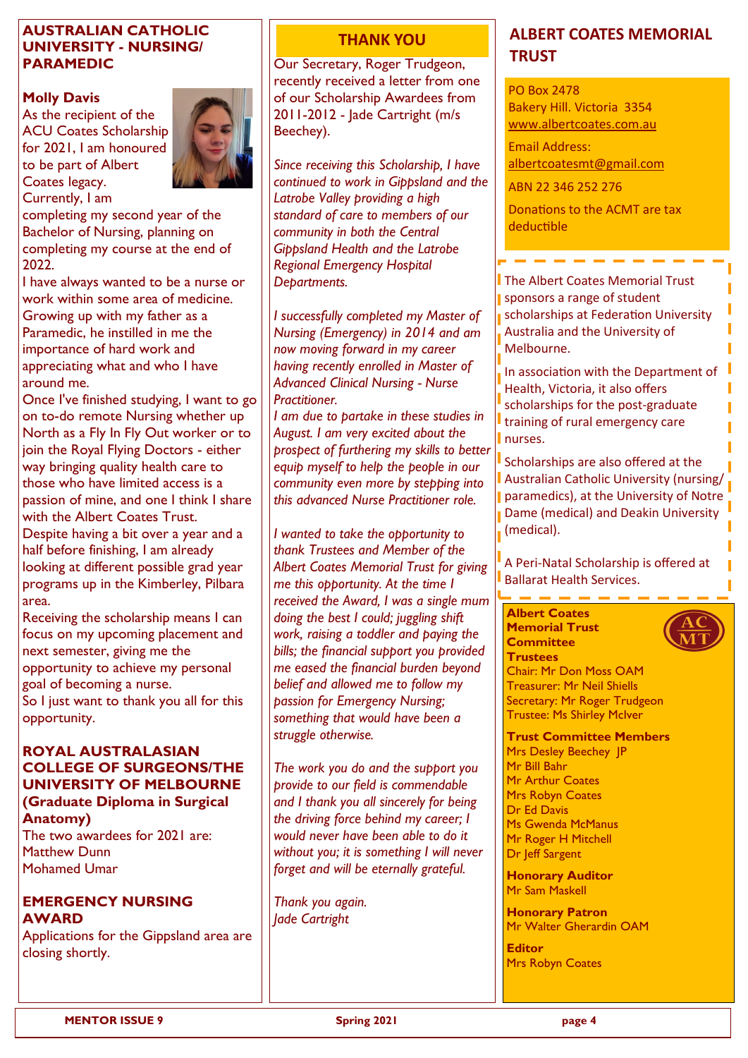## AUSTRALIAN CATHOLIC UNIVERSITY - NURSING/ PARAMEDIC

**Molly Davis**

As the recipient of the ACU Coates Scholarship for 2021, I am honoured to be part of Albert Coates legacy. Currently, I am completing my second year of the Bachelor of Nursing, planning on completing my course at the end of 2022.

I have always wanted to be a nurse or work within some area of medicine. Growing up with my father as a Paramedic, he instilled in me the importance of hard work and appreciating what and who I have around me.

Once I've finished studying, I want to go on to-do remote Nursing whether up North as a Fly In Fly Out worker or to join the Royal Flying Doctors - either way bringing quality health care to those who have limited access is a passion of mine, and one I think I share with the Albert Coates Trust.

Despite having a bit over a year and a half before finishing, I am already looking at different possible grad year programs up in the Kimberley, Pilbara area.

Receiving the scholarship means I can focus on my upcoming placement and next semester, giving me the opportunity to achieve my personal goal of becoming a nurse.

So I just want to thank you all for this opportunity.

## ROYAL AUSTRALASIAN COLLEGE OF SURGEONS/THE UNIVERSITY OF MELBOURNE (Graduate Diploma in Surgical Anatomy)

The two awardees for 2021 are:
Matthew Dunn
Mohamed Umar

## EMERGENCY NURSING AWARD

Applications for the Gippsland area are closing shortly.

## THANK YOU

Our Secretary, Roger Trudgeon, recently received a letter from one of our Scholarship Awardees from 2011-2012 - Jade Cartright (m/s Beechey).

*Since receiving this Scholarship, I have continued to work in Gippsland and the Latrobe Valley providing a high standard of care to members of our community in both the Central Gippsland Health and the Latrobe Regional Emergency Hospital Departments.*

*I successfully completed my Master of Nursing (Emergency) in 2014 and am now moving forward in my career having recently enrolled in Master of Advanced Clinical Nursing - Nurse Practitioner.*
*I am due to partake in these studies in August. I am very excited about the prospect of furthering my skills to better equip myself to help the people in our community even more by stepping into this advanced Nurse Practitioner role.*

*I wanted to take the opportunity to thank Trustees and Member of the Albert Coates Memorial Trust for giving me this opportunity. At the time I received the Award, I was a single mum doing the best I could; juggling shift work, raising a toddler and paying the bills; the financial support you provided me eased the financial burden beyond belief and allowed me to follow my passion for Emergency Nursing; something that would have been a struggle otherwise.*

*The work you do and the support you provide to our field is commendable and I thank you all sincerely for being the driving force behind my career; I would never have been able to do it without you; it is something I will never forget and will be eternally grateful.*

*Thank you again.*
*Jade Cartright*

## ALBERT COATES MEMORIAL TRUST

PO Box 2478
Bakery Hill. Victoria 3354
www.albertcoates.com.au

Email Address:
albertcoatesmt@gmail.com

ABN 22 346 252 276

Donations to the ACMT are tax deductible

The Albert Coates Memorial Trust sponsors a range of student scholarships at Federation University Australia and the University of Melbourne.

In association with the Department of Health, Victoria, it also offers scholarships for the post-graduate training of rural emergency care nurses.

Scholarships are also offered at the Australian Catholic University (nursing/ paramedics), at the University of Notre Dame (medical) and Deakin University (medical).

A Peri-Natal Scholarship is offered at Ballarat Health Services.

**Albert Coates Memorial Trust Committee**

**Trustees**
Chair: Mr Don Moss OAM
Treasurer: Mr Neil Shiells
Secretary: Mr Roger Trudgeon
Trustee: Ms Shirley McIver

**Trust Committee Members**
Mrs Desley Beechey JP
Mr Bill Bahr
Mr Arthur Coates
Mrs Robyn Coates
Dr Ed Davis
Ms Gwenda McManus
Mr Roger H Mitchell
Dr Jeff Sargent

**Honorary Auditor**
Mr Sam Maskell

**Honorary Patron**
Mr Walter Gherardin OAM

**Editor**
Mrs Robyn Coates